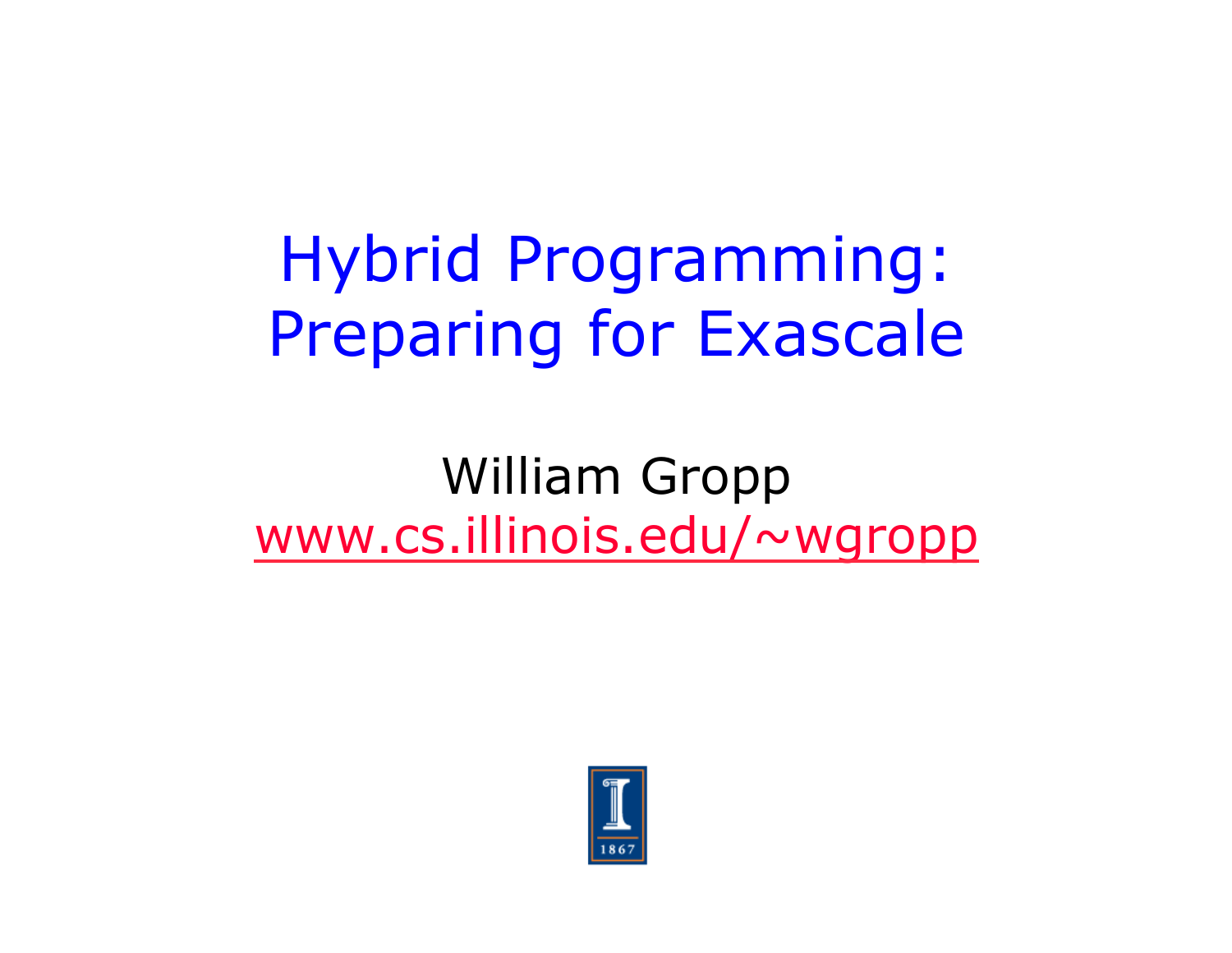# Hybrid Programming: Preparing for Exascale

William Gropp

www.cs.illinois.edu/~wgropp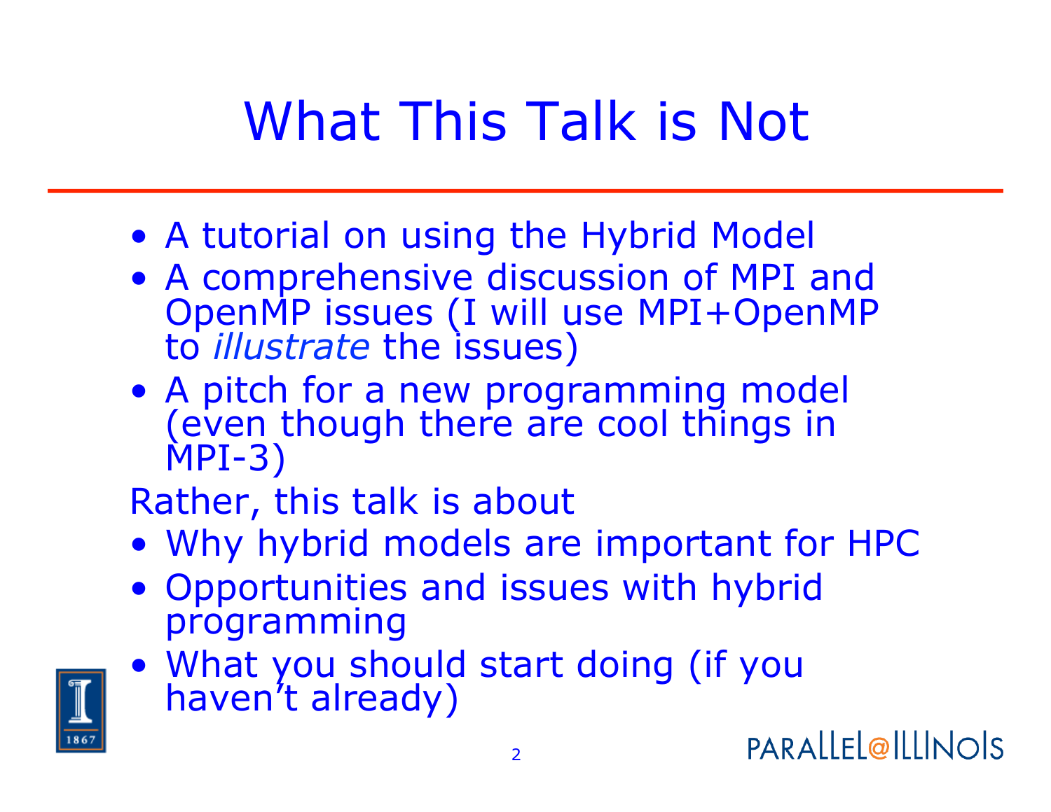# What This Talk is Not

- A tutorial on using the Hybrid Model
- A comprehensive discussion of MPI and OpenMP issues (I will use MPI+OpenMP to *illustrate* the issues)
- A pitch for a new programming model (even though there are cool things in MPI-3)

Rather, this talk is about

- Why hybrid models are important for HPC
- Opportunities and issues with hybrid programming
- What you should start doing (if you haven't already)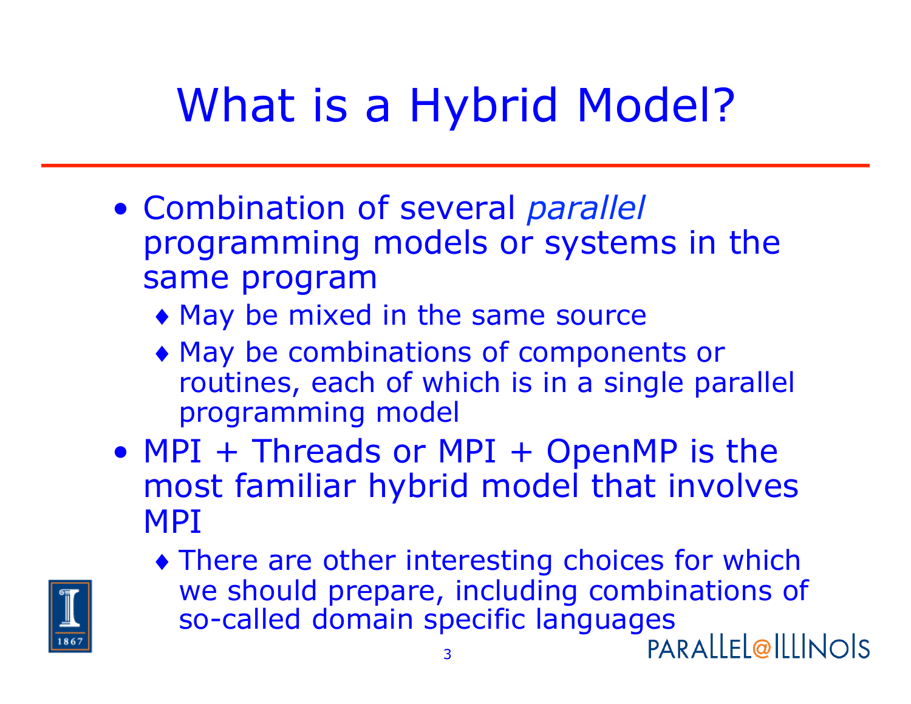# What is a Hybrid Model?

- Combination of several *parallel* programming models or systems in the same program
  - May be mixed in the same source
  - May be combinations of components or routines, each of which is in a single parallel programming model
- MPI + Threads or MPI + OpenMP is the most familiar hybrid model that involves MPI
  - There are other interesting choices for which we should prepare, including combinations of so-called domain specific languages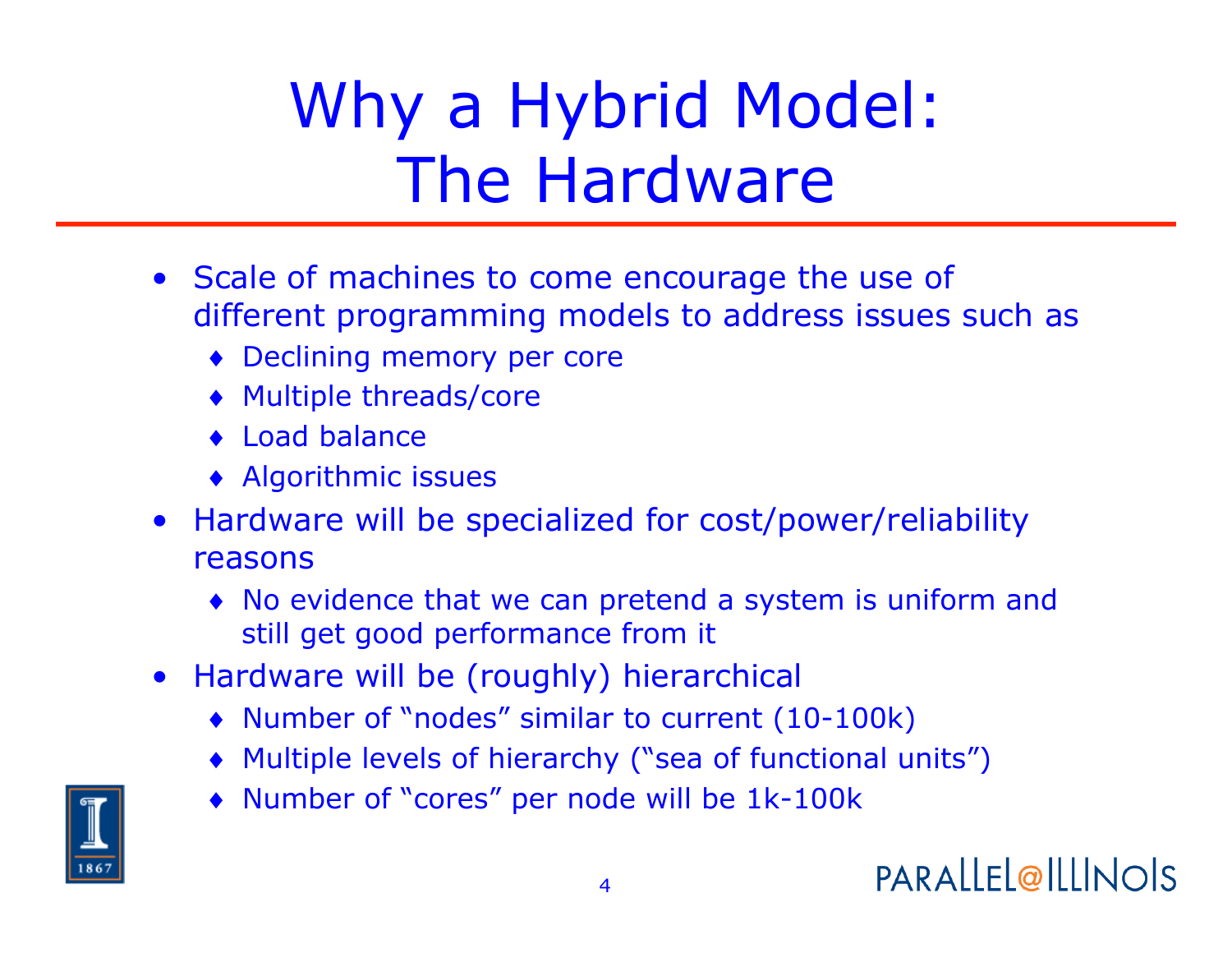# Why a Hybrid Model: The Hardware

- Scale of machines to come encourage the use of different programming models to address issues such as
  - Declining memory per core
  - Multiple threads/core
  - Load balance
  - Algorithmic issues
- Hardware will be specialized for cost/power/reliability reasons
  - No evidence that we can pretend a system is uniform and still get good performance from it
- Hardware will be (roughly) hierarchical
  - Number of "nodes" similar to current (10-100k)
  - Multiple levels of hierarchy ("sea of functional units")
  - Number of "cores" per node will be 1k-100k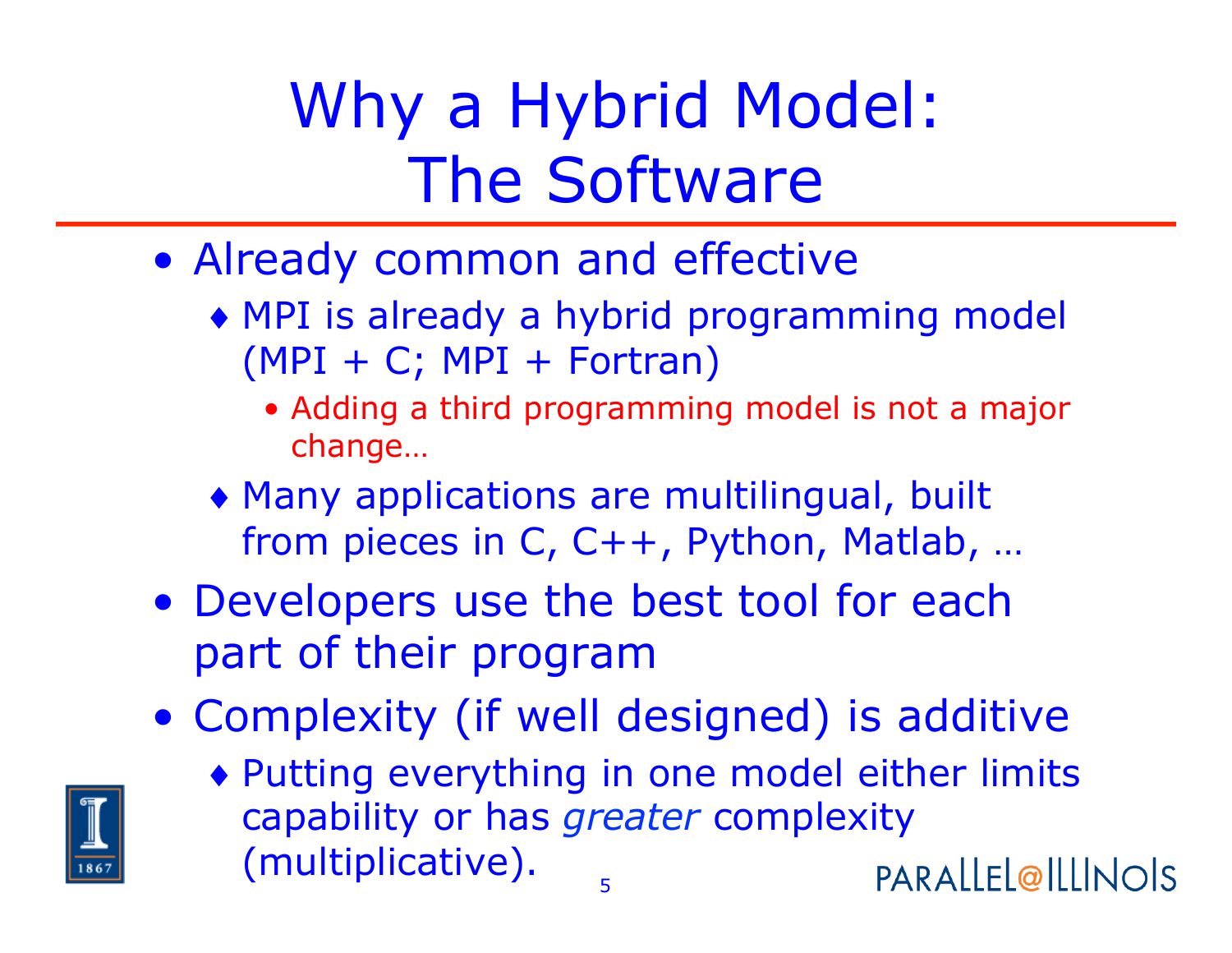# Why a Hybrid Model: The Software

- Already common and effective
  - MPI is already a hybrid programming model (MPI + C; MPI + Fortran)
    - Adding a third programming model is not a major change…
  - Many applications are multilingual, built from pieces in C, C++, Python, Matlab, …
- Developers use the best tool for each part of their program
- Complexity (if well designed) is additive
  - Putting everything in one model either limits capability or has *greater* complexity (multiplicative).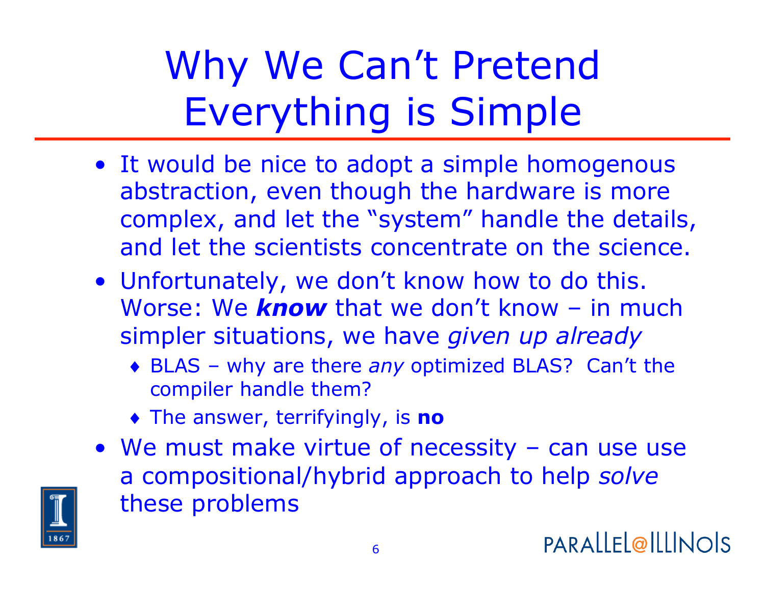# Why We Can't Pretend Everything is Simple

- It would be nice to adopt a simple homogenous abstraction, even though the hardware is more complex, and let the "system" handle the details, and let the scientists concentrate on the science.
- Unfortunately, we don't know how to do this. Worse: We ***know*** that we don't know – in much simpler situations, we have *given up already*
  - BLAS – why are there *any* optimized BLAS? Can't the compiler handle them?
  - The answer, terrifyingly, is **no**
- We must make virtue of necessity – can use use a compositional/hybrid approach to help *solve* these problems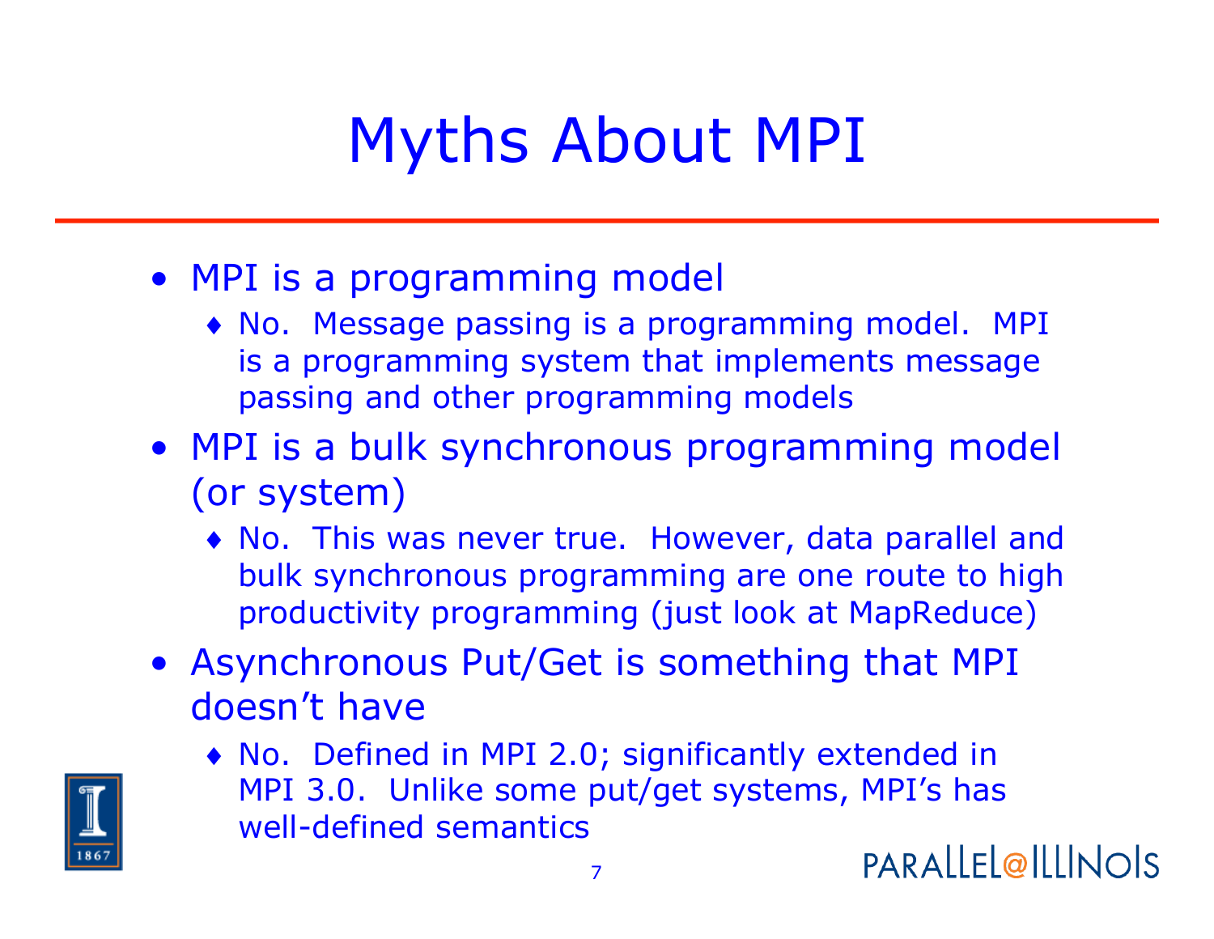# Myths About MPI

- MPI is a programming model
  - No. Message passing is a programming model. MPI is a programming system that implements message passing and other programming models
- MPI is a bulk synchronous programming model (or system)
  - No. This was never true. However, data parallel and bulk synchronous programming are one route to high productivity programming (just look at MapReduce)
- Asynchronous Put/Get is something that MPI doesn't have
  - No. Defined in MPI 2.0; significantly extended in MPI 3.0. Unlike some put/get systems, MPI's has well-defined semantics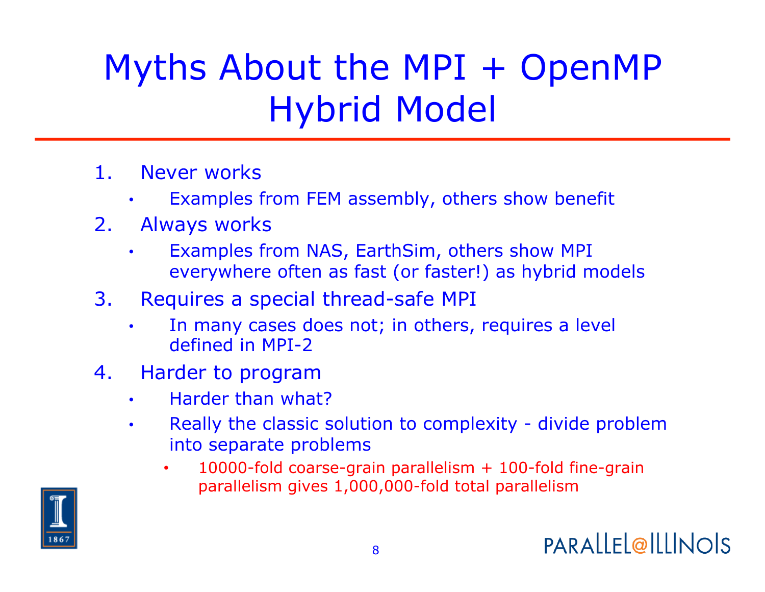# Myths About the MPI + OpenMP Hybrid Model

1. Never works
   - Examples from FEM assembly, others show benefit
2. Always works
   - Examples from NAS, EarthSim, others show MPI everywhere often as fast (or faster!) as hybrid models
3. Requires a special thread-safe MPI
   - In many cases does not; in others, requires a level defined in MPI-2
4. Harder to program
   - Harder than what?
   - Really the classic solution to complexity - divide problem into separate problems
     - 10000-fold coarse-grain parallelism + 100-fold fine-grain parallelism gives 1,000,000-fold total parallelism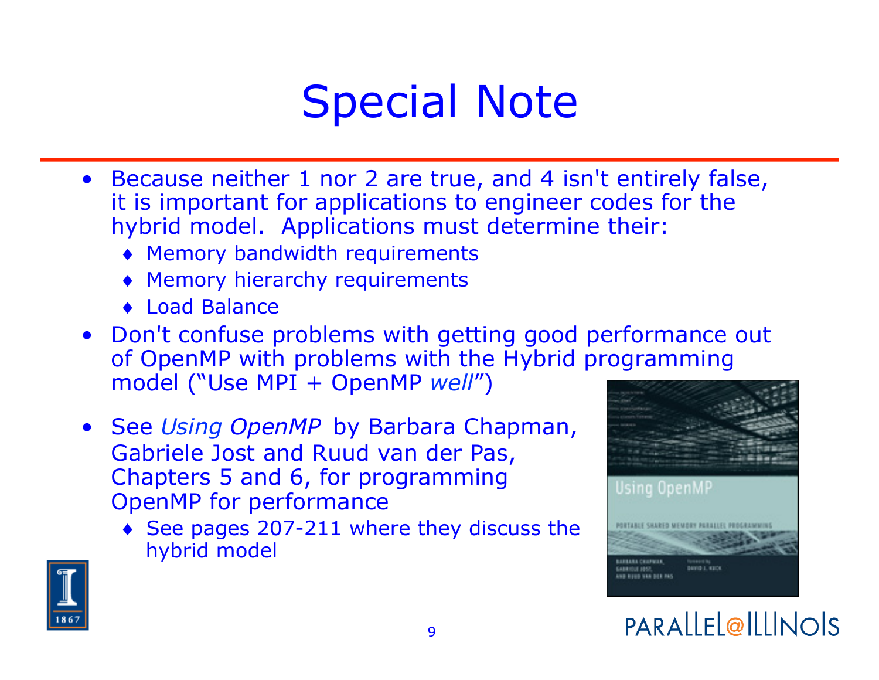# Special Note

- Because neither 1 nor 2 are true, and 4 isn't entirely false, it is important for applications to engineer codes for the hybrid model. Applications must determine their:
  - Memory bandwidth requirements
  - Memory hierarchy requirements
  - Load Balance
- Don't confuse problems with getting good performance out of OpenMP with problems with the Hybrid programming model ("Use MPI + OpenMP *well*")
- See *Using OpenMP* by Barbara Chapman, Gabriele Jost and Ruud van der Pas, Chapters 5 and 6, for programming OpenMP for performance
  - See pages 207-211 where they discuss the hybrid model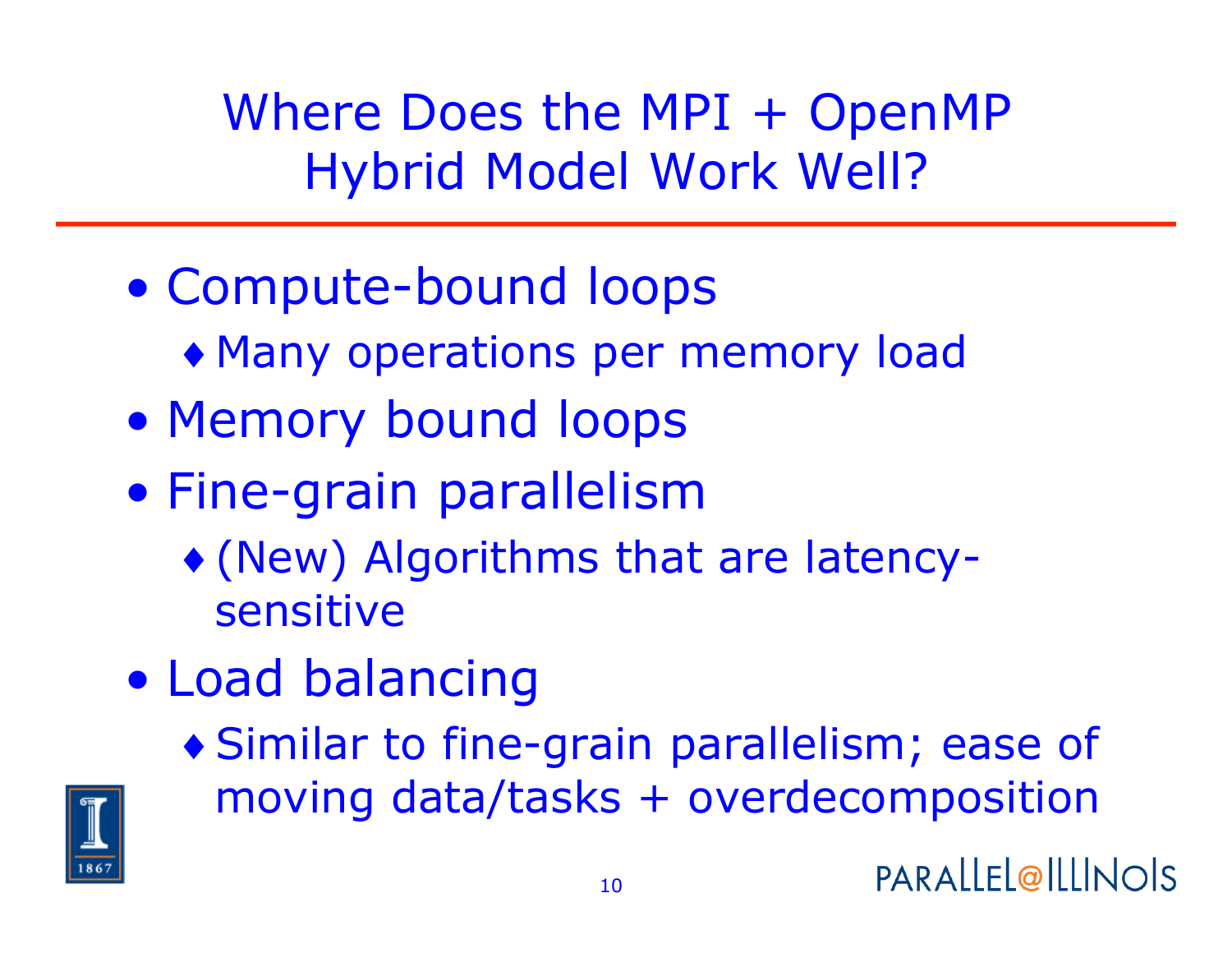# Where Does the MPI + OpenMP Hybrid Model Work Well?

- Compute-bound loops
  - Many operations per memory load
- Memory bound loops
- Fine-grain parallelism
  - (New) Algorithms that are latency-sensitive
- Load balancing
  - Similar to fine-grain parallelism; ease of moving data/tasks + overdecomposition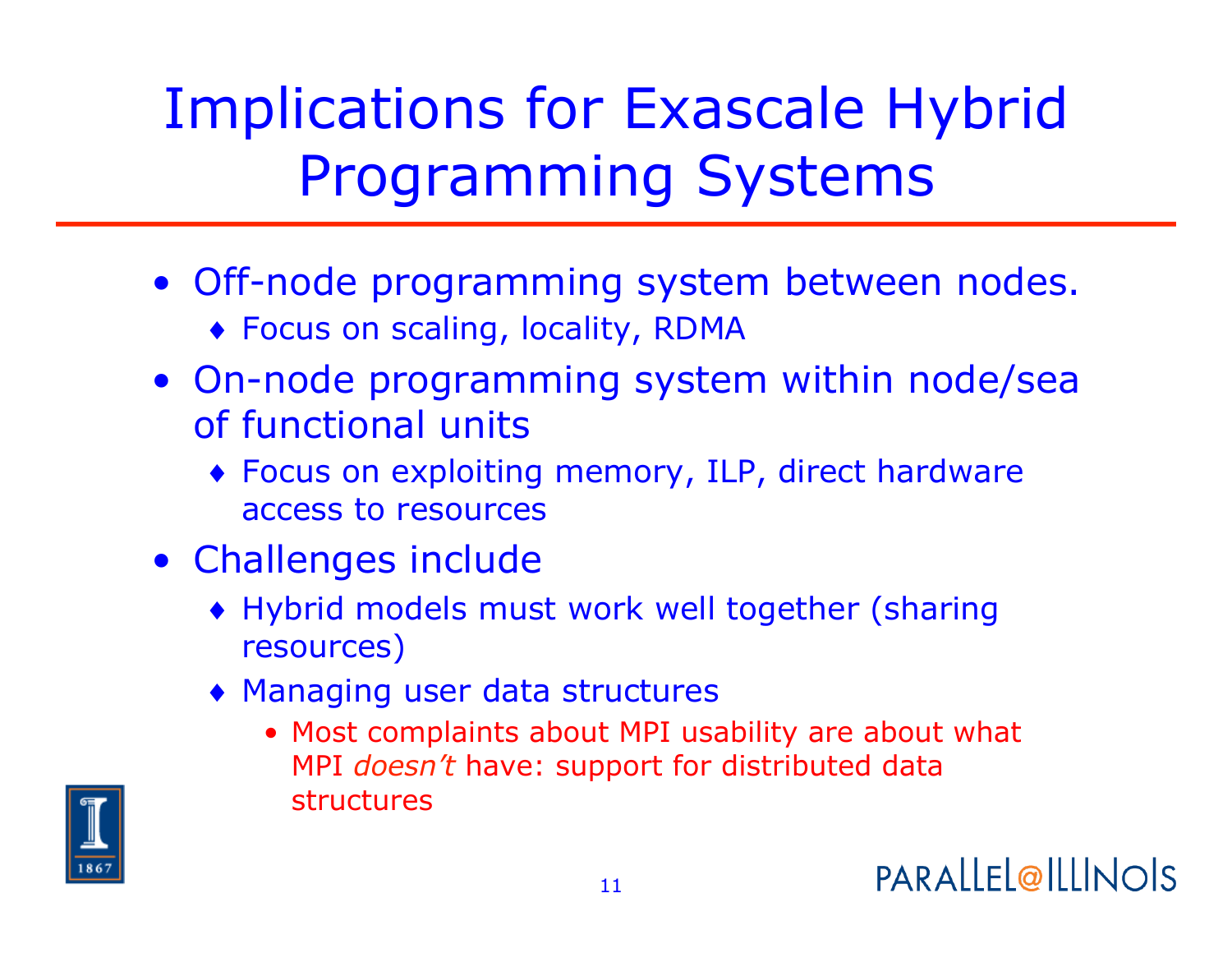# Implications for Exascale Hybrid Programming Systems

- Off-node programming system between nodes.
  - Focus on scaling, locality, RDMA
- On-node programming system within node/sea of functional units
  - Focus on exploiting memory, ILP, direct hardware access to resources
- Challenges include
  - Hybrid models must work well together (sharing resources)
  - Managing user data structures
    - Most complaints about MPI usability are about what MPI *doesn't* have: support for distributed data structures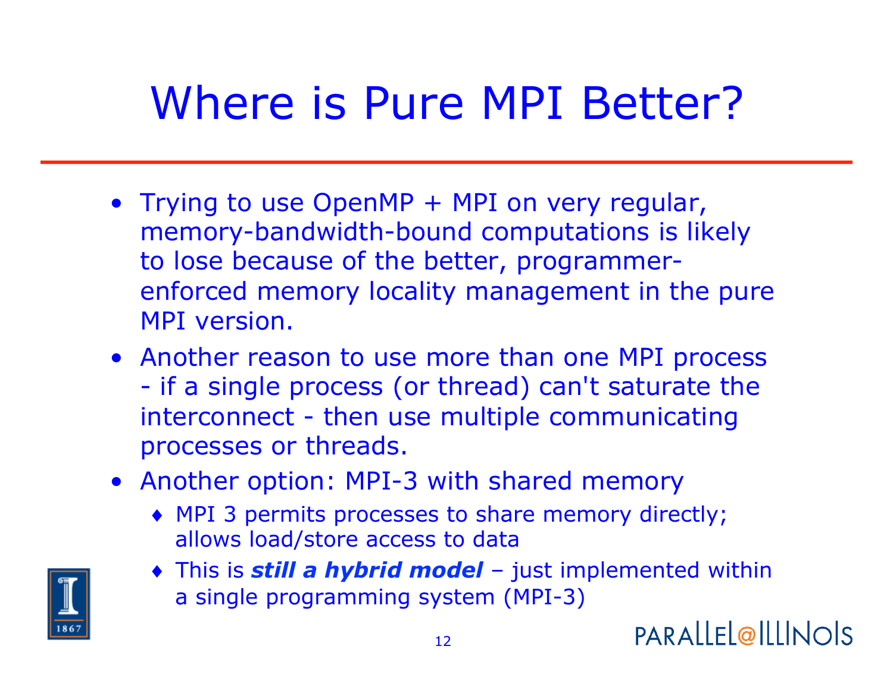# Where is Pure MPI Better?

- Trying to use OpenMP + MPI on very regular, memory-bandwidth-bound computations is likely to lose because of the better, programmer-enforced memory locality management in the pure MPI version.
- Another reason to use more than one MPI process - if a single process (or thread) can't saturate the interconnect - then use multiple communicating processes or threads.
- Another option: MPI-3 with shared memory
  - MPI 3 permits processes to share memory directly; allows load/store access to data
  - This is ***still a hybrid model*** – just implemented within a single programming system (MPI-3)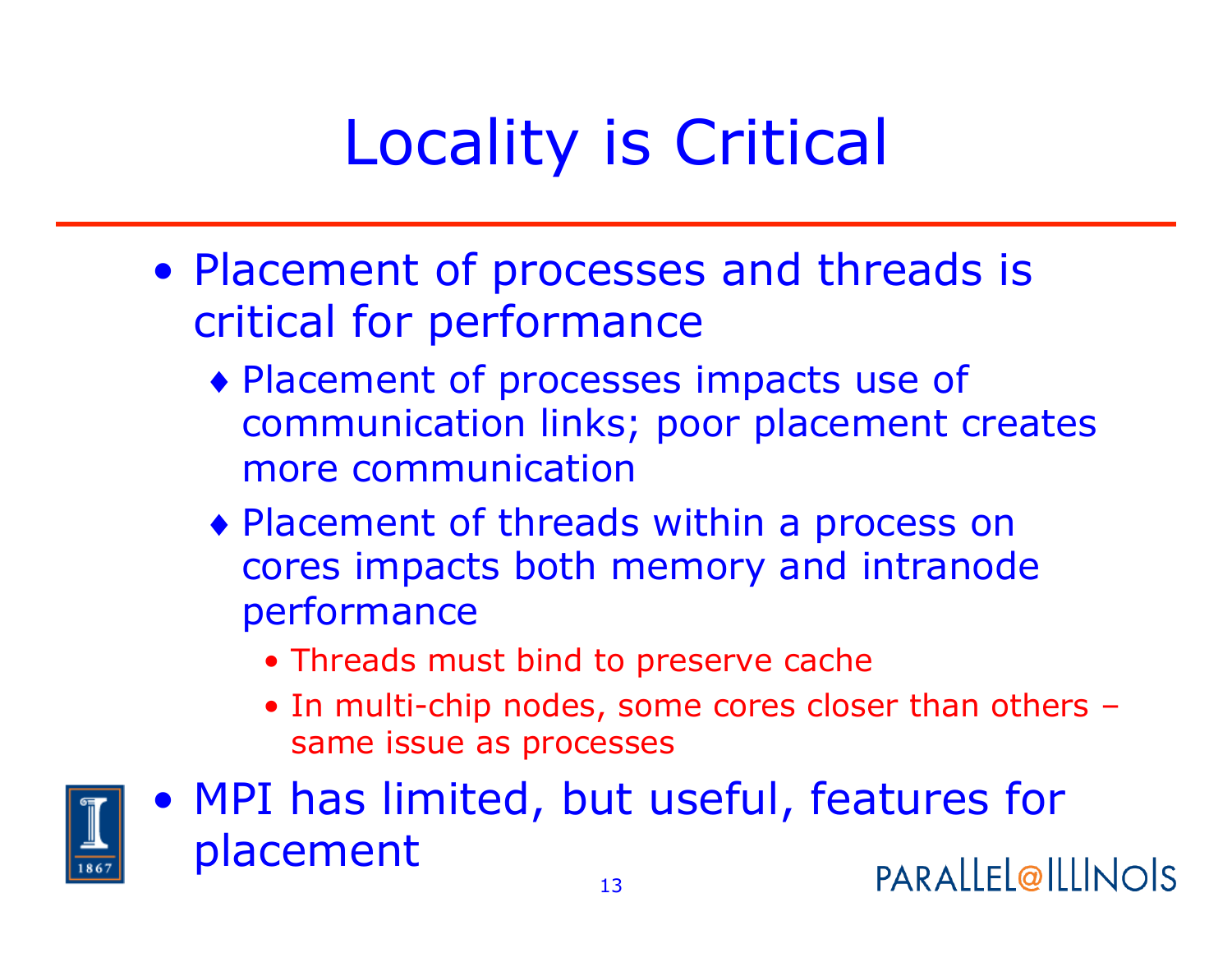# Locality is Critical

- Placement of processes and threads is critical for performance
  - Placement of processes impacts use of communication links; poor placement creates more communication
  - Placement of threads within a process on cores impacts both memory and intranode performance
    - Threads must bind to preserve cache
    - In multi-chip nodes, some cores closer than others – same issue as processes
- MPI has limited, but useful, features for placement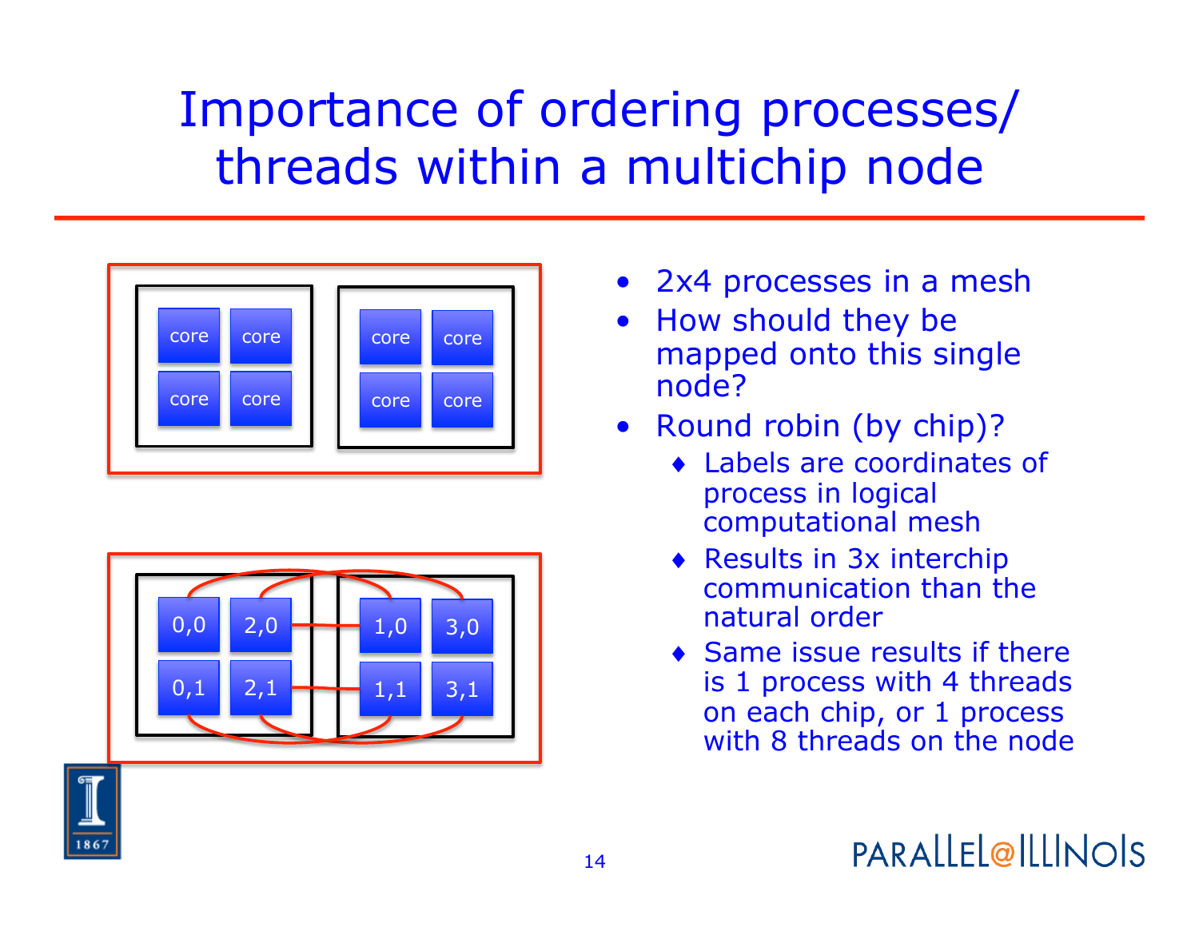# Importance of ordering processes/ threads within a multichip node

- 2x4 processes in a mesh
- How should they be mapped onto this single node?
- Round robin (by chip)?
  - Labels are coordinates of process in logical computational mesh
  - Results in 3x interchip communication than the natural order
  - Same issue results if there is 1 process with 4 threads on each chip, or 1 process with 8 threads on the node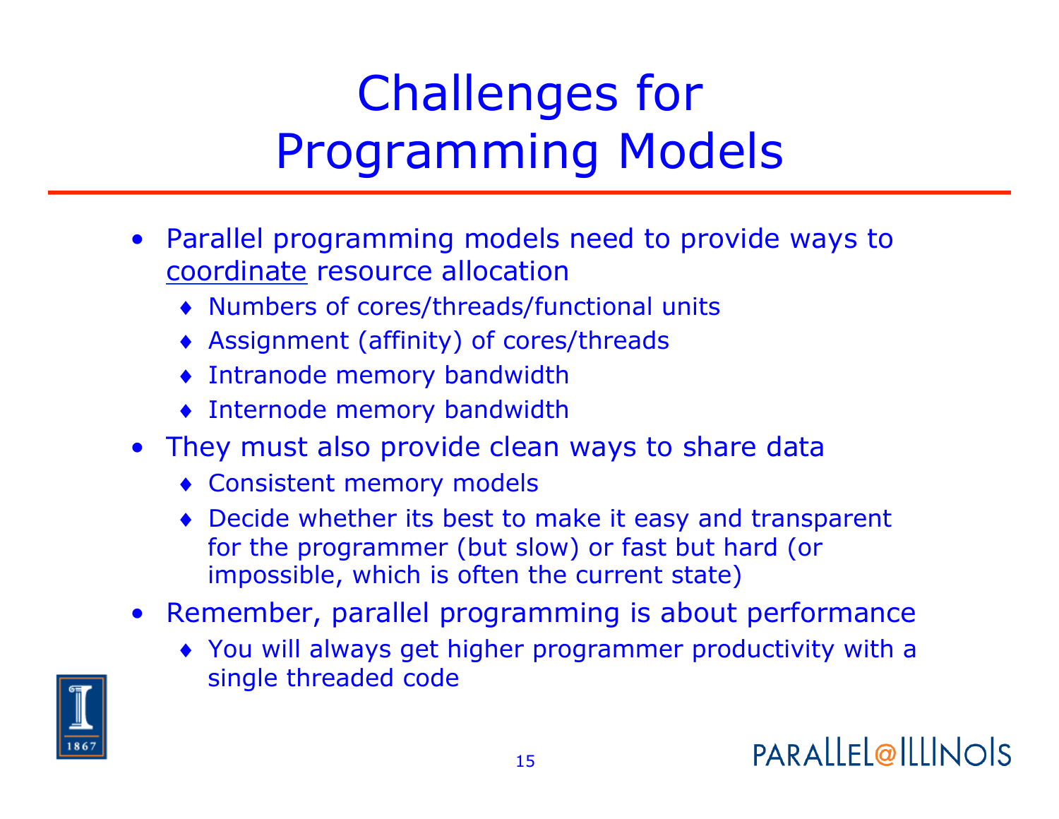# Challenges for Programming Models

- Parallel programming models need to provide ways to <u>coordinate</u> resource allocation
  - Numbers of cores/threads/functional units
  - Assignment (affinity) of cores/threads
  - Intranode memory bandwidth
  - Internode memory bandwidth
- They must also provide clean ways to share data
  - Consistent memory models
  - Decide whether its best to make it easy and transparent for the programmer (but slow) or fast but hard (or impossible, which is often the current state)
- Remember, parallel programming is about performance
  - You will always get higher programmer productivity with a single threaded code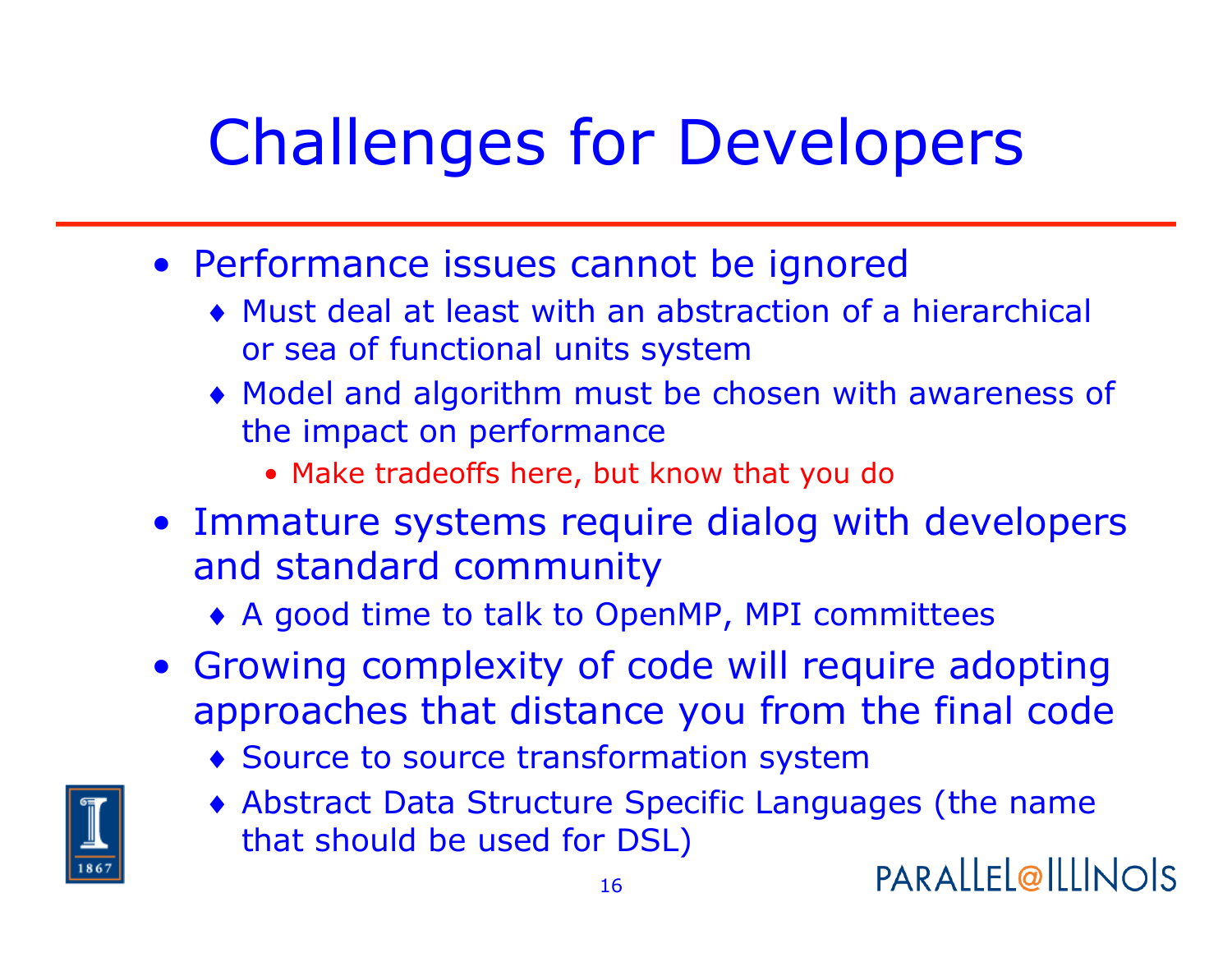# Challenges for Developers

- Performance issues cannot be ignored
  - Must deal at least with an abstraction of a hierarchical or sea of functional units system
  - Model and algorithm must be chosen with awareness of the impact on performance
    - Make tradeoffs here, but know that you do
- Immature systems require dialog with developers and standard community
  - A good time to talk to OpenMP, MPI committees
- Growing complexity of code will require adopting approaches that distance you from the final code
  - Source to source transformation system
  - Abstract Data Structure Specific Languages (the name that should be used for DSL)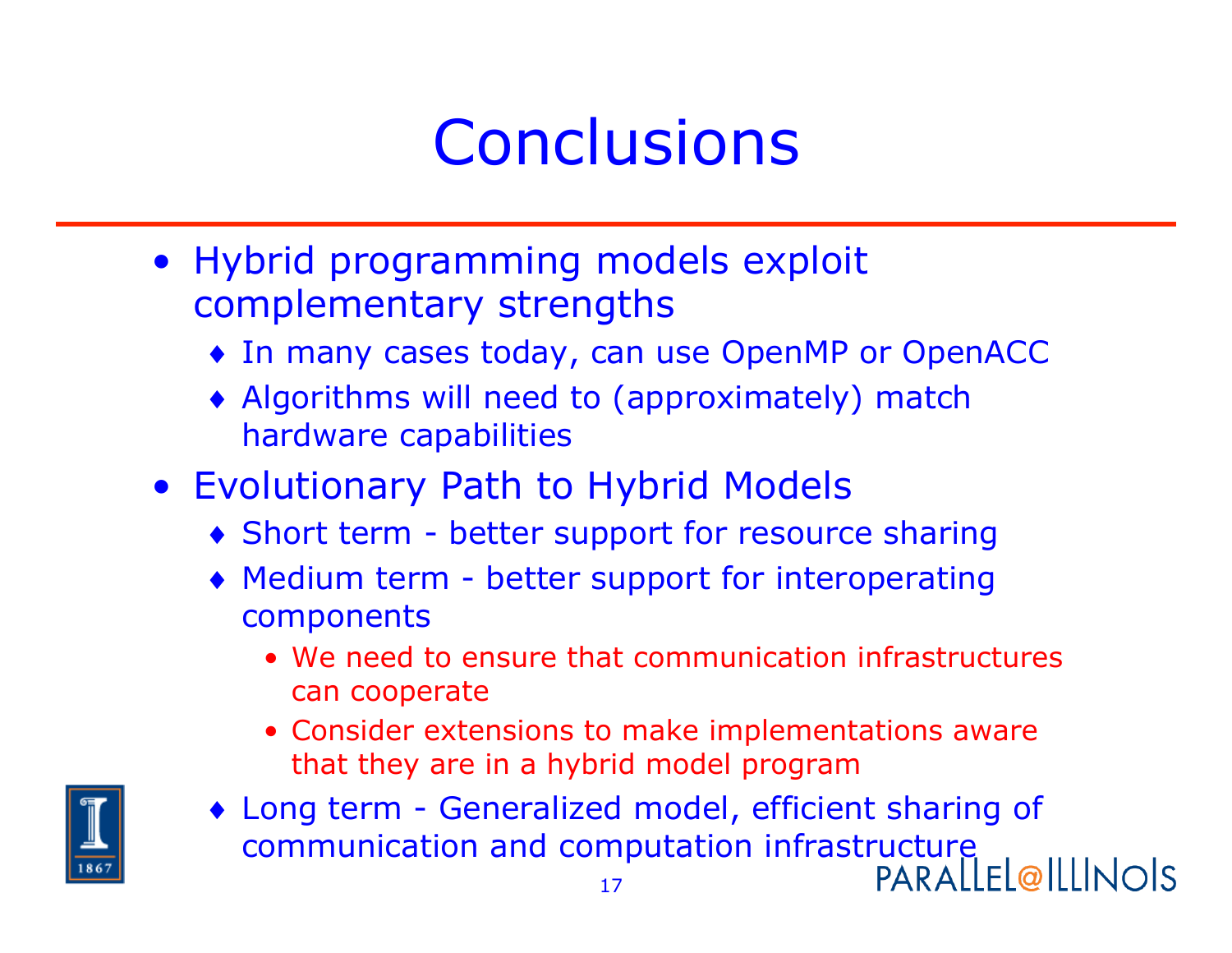# Conclusions

- Hybrid programming models exploit complementary strengths
  - In many cases today, can use OpenMP or OpenACC
  - Algorithms will need to (approximately) match hardware capabilities
- Evolutionary Path to Hybrid Models
  - Short term - better support for resource sharing
  - Medium term - better support for interoperating components
    - We need to ensure that communication infrastructures can cooperate
    - Consider extensions to make implementations aware that they are in a hybrid model program
  - Long term - Generalized model, efficient sharing of communication and computation infrastructure